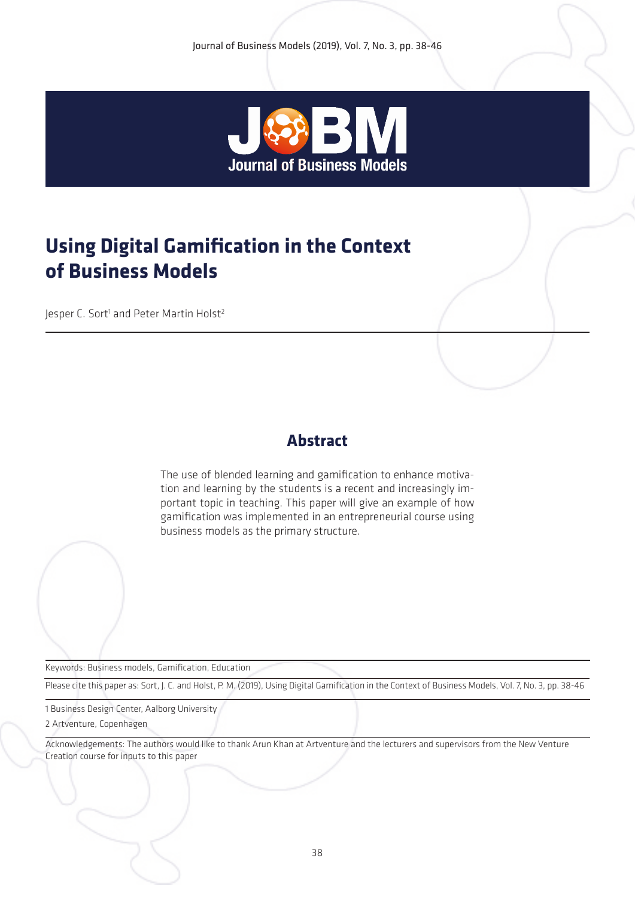# Using Digital Gamification in the Context of Business Models

Jesper C. Sort[1] and Peter Martin Holst[2]

## Abstract

The use of blended learning and gamification to enhance motivation and learning by the students is a recent and increasingly important topic in teaching. This paper will give an example of how gamification was implemented in an entrepreneurial course using business models as the primary structure.

Keywords: Business models, Gamification, Education

Please cite this paper as: Sort, J. C. and Holst, P. M. (2019), Using Digital Gamification in the Context of Business Models, Vol. 7, No. 3, pp. 38-46

1 Business Design Center, Aalborg University

2 Artventure, Copenhagen

Acknowledgements: The authors would like to thank Arun Khan at Artventure and the lecturers and supervisors from the New Venture Creation course for inputs to this paper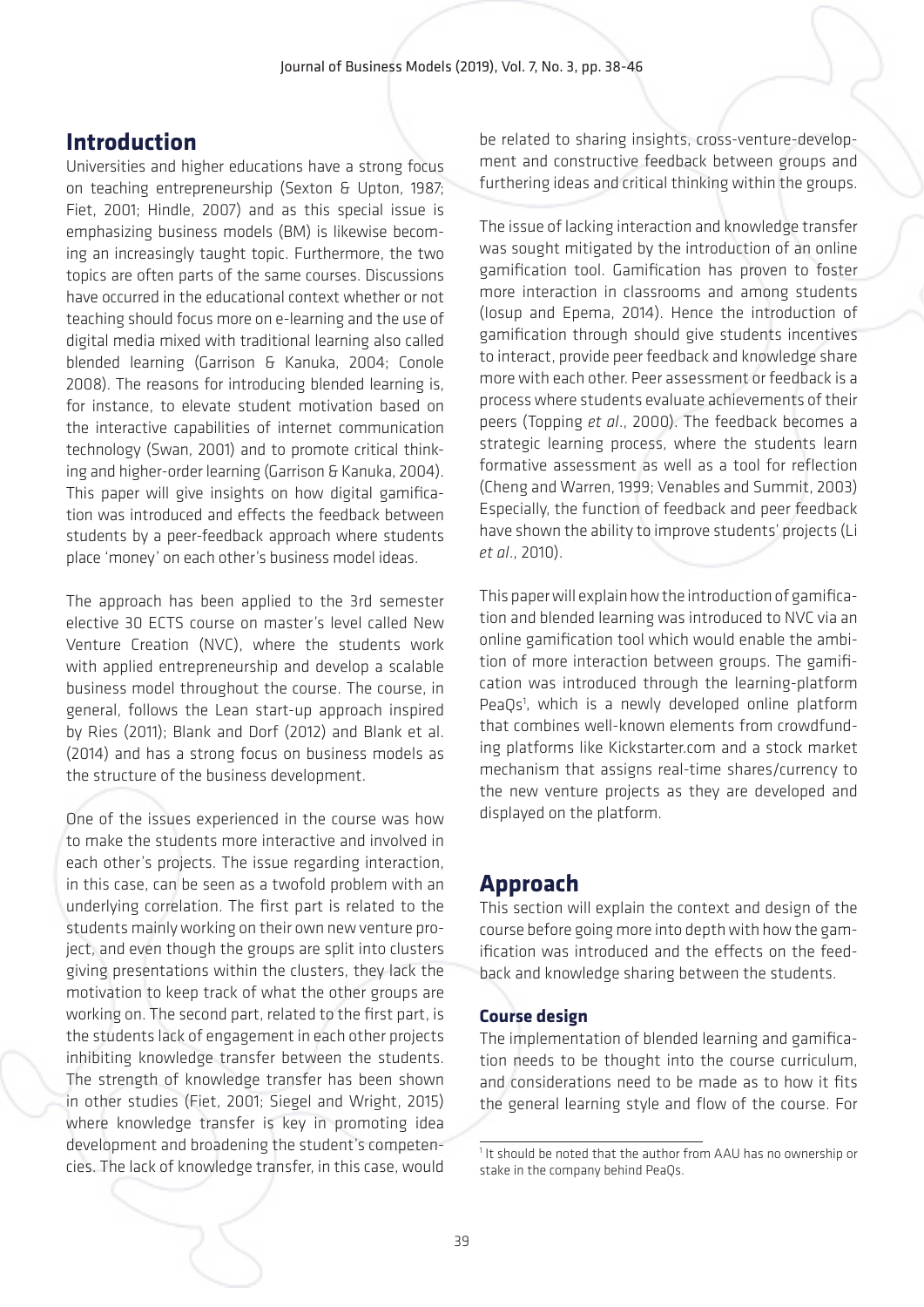## Introduction

Universities and higher educations have a strong focus on teaching entrepreneurship (Sexton & Upton, 1987; Fiet, 2001; Hindle, 2007) and as this special issue is emphasizing business models (BM) is likewise becoming an increasingly taught topic. Furthermore, the two topics are often parts of the same courses. Discussions have occurred in the educational context whether or not teaching should focus more on e-learning and the use of digital media mixed with traditional learning also called blended learning (Garrison & Kanuka, 2004; Conole 2008). The reasons for introducing blended learning is, for instance, to elevate student motivation based on the interactive capabilities of internet communication technology (Swan, 2001) and to promote critical thinking and higher-order learning (Garrison & Kanuka, 2004). This paper will give insights on how digital gamification was introduced and effects the feedback between students by a peer-feedback approach where students place 'money' on each other's business model ideas.

The approach has been applied to the 3rd semester elective 30 ECTS course on master's level called New Venture Creation (NVC), where the students work with applied entrepreneurship and develop a scalable business model throughout the course. The course, in general, follows the Lean start-up approach inspired by Ries (2011); Blank and Dorf (2012) and Blank et al. (2014) and has a strong focus on business models as the structure of the business development.

One of the issues experienced in the course was how to make the students more interactive and involved in each other's projects. The issue regarding interaction, in this case, can be seen as a twofold problem with an underlying correlation. The first part is related to the students mainly working on their own new venture project, and even though the groups are split into clusters giving presentations within the clusters, they lack the motivation to keep track of what the other groups are working on. The second part, related to the first part, is the students lack of engagement in each other projects inhibiting knowledge transfer between the students. The strength of knowledge transfer has been shown in other studies (Fiet, 2001; Siegel and Wright, 2015) where knowledge transfer is key in promoting idea development and broadening the student's competencies. The lack of knowledge transfer, in this case, would be related to sharing insights, cross-venture-development and constructive feedback between groups and furthering ideas and critical thinking within the groups.

The issue of lacking interaction and knowledge transfer was sought mitigated by the introduction of an online gamification tool. Gamification has proven to foster more interaction in classrooms and among students (Iosup and Epema, 2014). Hence the introduction of gamification through should give students incentives to interact, provide peer feedback and knowledge share more with each other. Peer assessment or feedback is a process where students evaluate achievements of their peers (Topping *et al*., 2000). The feedback becomes a strategic learning process, where the students learn formative assessment as well as a tool for reflection (Cheng and Warren, 1999; Venables and Summit, 2003) Especially, the function of feedback and peer feedback have shown the ability to improve students' projects (Li *et al*., 2010).

This paper will explain how the introduction of gamification and blended learning was introduced to NVC via an online gamification tool which would enable the ambition of more interaction between groups. The gamification was introduced through the learning-platform PeaQs[1], which is a newly developed online platform that combines well-known elements from crowdfunding platforms like Kickstarter.com and a stock market mechanism that assigns real-time shares/currency to the new venture projects as they are developed and displayed on the platform.

## Approach

This section will explain the context and design of the course before going more into depth with how the gamification was introduced and the effects on the feedback and knowledge sharing between the students.

### Course design

The implementation of blended learning and gamification needs to be thought into the course curriculum, and considerations need to be made as to how it fits the general learning style and flow of the course. For

[1] It should be noted that the author from AAU has no ownership or stake in the company behind PeaQs.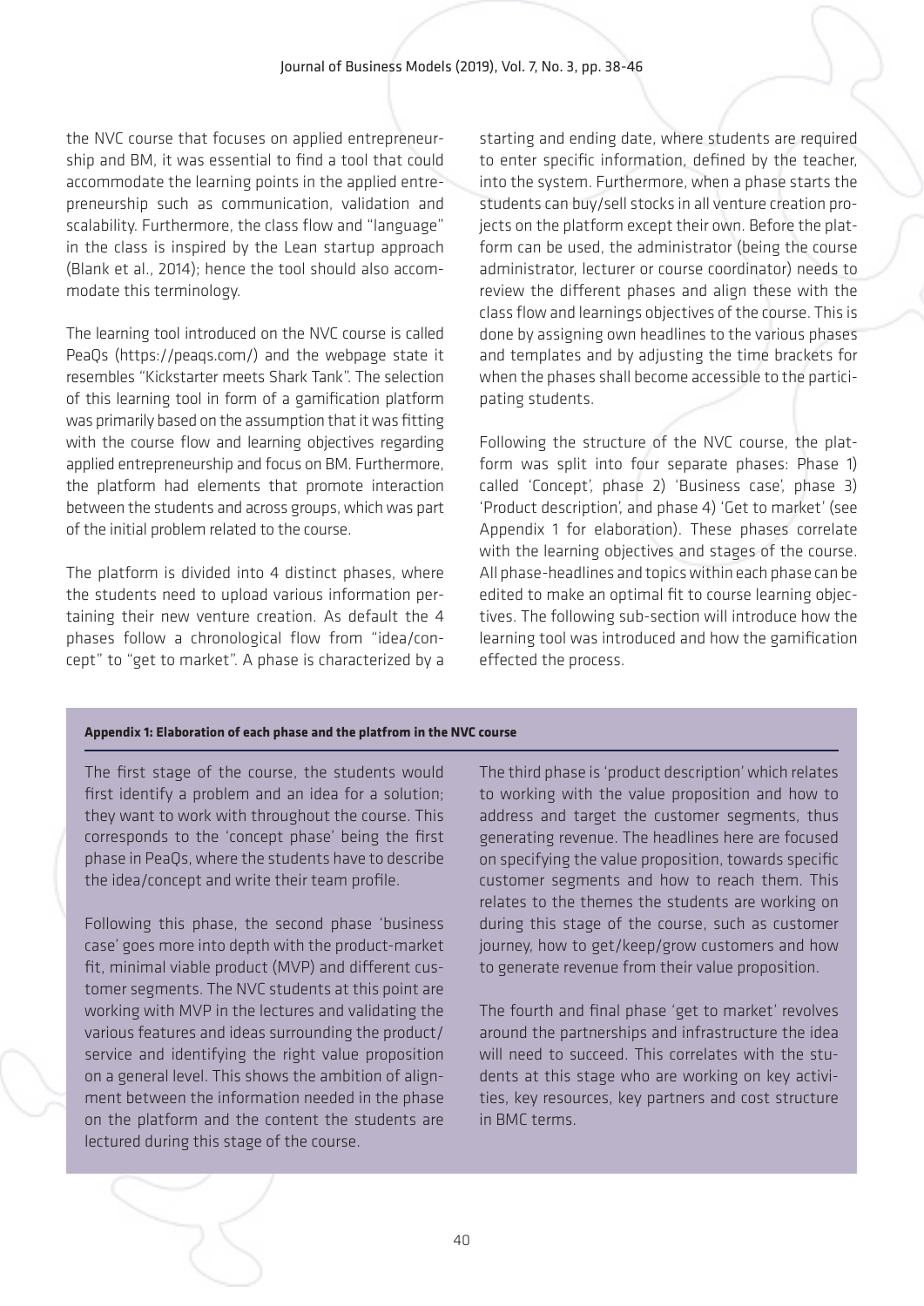the NVC course that focuses on applied entrepreneurship and BM, it was essential to find a tool that could accommodate the learning points in the applied entrepreneurship such as communication, validation and scalability. Furthermore, the class flow and "language" in the class is inspired by the Lean startup approach (Blank et al., 2014); hence the tool should also accommodate this terminology.

The learning tool introduced on the NVC course is called PeaQs (https://peaqs.com/) and the webpage state it resembles "Kickstarter meets Shark Tank". The selection of this learning tool in form of a gamification platform was primarily based on the assumption that it was fitting with the course flow and learning objectives regarding applied entrepreneurship and focus on BM. Furthermore, the platform had elements that promote interaction between the students and across groups, which was part of the initial problem related to the course.

The platform is divided into 4 distinct phases, where the students need to upload various information pertaining their new venture creation. As default the 4 phases follow a chronological flow from "idea/concept" to "get to market". A phase is characterized by a starting and ending date, where students are required to enter specific information, defined by the teacher, into the system. Furthermore, when a phase starts the students can buy/sell stocks in all venture creation projects on the platform except their own. Before the platform can be used, the administrator (being the course administrator, lecturer or course coordinator) needs to review the different phases and align these with the class flow and learnings objectives of the course. This is done by assigning own headlines to the various phases and templates and by adjusting the time brackets for when the phases shall become accessible to the participating students.

Following the structure of the NVC course, the platform was split into four separate phases: Phase 1) called 'Concept', phase 2) 'Business case', phase 3) 'Product description', and phase 4) 'Get to market' (see Appendix 1 for elaboration). These phases correlate with the learning objectives and stages of the course. All phase-headlines and topics within each phase can be edited to make an optimal fit to course learning objectives. The following sub-section will introduce how the learning tool was introduced and how the gamification effected the process.

**Appendix 1: Elaboration of each phase and the platfrom in the NVC course**

The first stage of the course, the students would first identify a problem and an idea for a solution; they want to work with throughout the course. This corresponds to the 'concept phase' being the first phase in PeaQs, where the students have to describe the idea/concept and write their team profile.

Following this phase, the second phase 'business case' goes more into depth with the product-market fit, minimal viable product (MVP) and different customer segments. The NVC students at this point are working with MVP in the lectures and validating the various features and ideas surrounding the product/service and identifying the right value proposition on a general level. This shows the ambition of alignment between the information needed in the phase on the platform and the content the students are lectured during this stage of the course.

The third phase is 'product description' which relates to working with the value proposition and how to address and target the customer segments, thus generating revenue. The headlines here are focused on specifying the value proposition, towards specific customer segments and how to reach them. This relates to the themes the students are working on during this stage of the course, such as customer journey, how to get/keep/grow customers and how to generate revenue from their value proposition.

The fourth and final phase 'get to market' revolves around the partnerships and infrastructure the idea will need to succeed. This correlates with the students at this stage who are working on key activities, key resources, key partners and cost structure in BMC terms.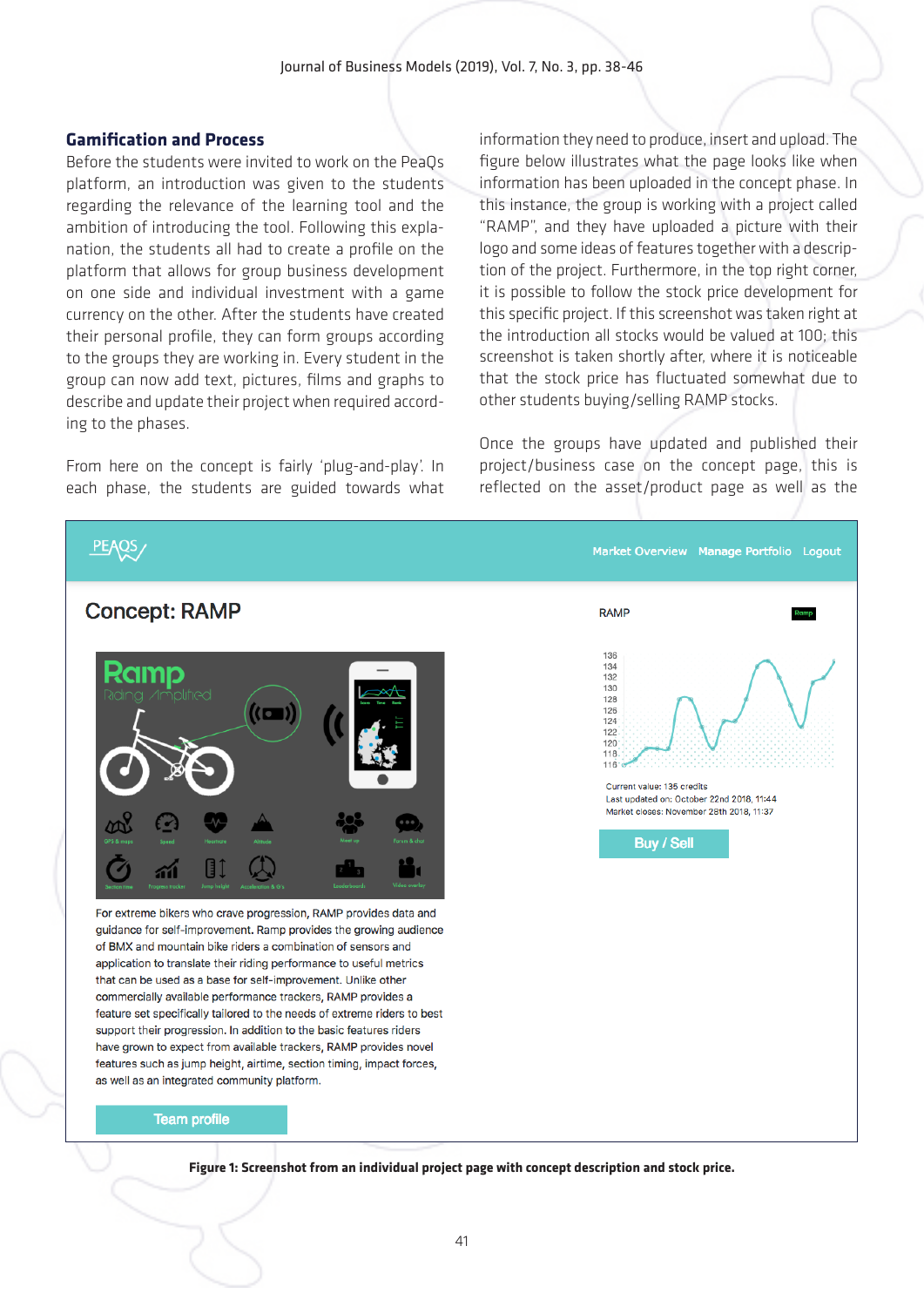## Gamification and Process

Before the students were invited to work on the PeaQs platform, an introduction was given to the students regarding the relevance of the learning tool and the ambition of introducing the tool. Following this explanation, the students all had to create a profile on the platform that allows for group business development on one side and individual investment with a game currency on the other. After the students have created their personal profile, they can form groups according to the groups they are working in. Every student in the group can now add text, pictures, films and graphs to describe and update their project when required according to the phases.

From here on the concept is fairly 'plug-and-play'. In each phase, the students are guided towards what information they need to produce, insert and upload. The figure below illustrates what the page looks like when information has been uploaded in the concept phase. In this instance, the group is working with a project called "RAMP", and they have uploaded a picture with their logo and some ideas of features together with a description of the project. Furthermore, in the top right corner, it is possible to follow the stock price development for this specific project. If this screenshot was taken right at the introduction all stocks would be valued at 100; this screenshot is taken shortly after, where it is noticeable that the stock price has fluctuated somewhat due to other students buying/selling RAMP stocks.

Once the groups have updated and published their project/business case on the concept page, this is reflected on the asset/product page as well as the

**Figure 1: Screenshot from an individual project page with concept description and stock price.**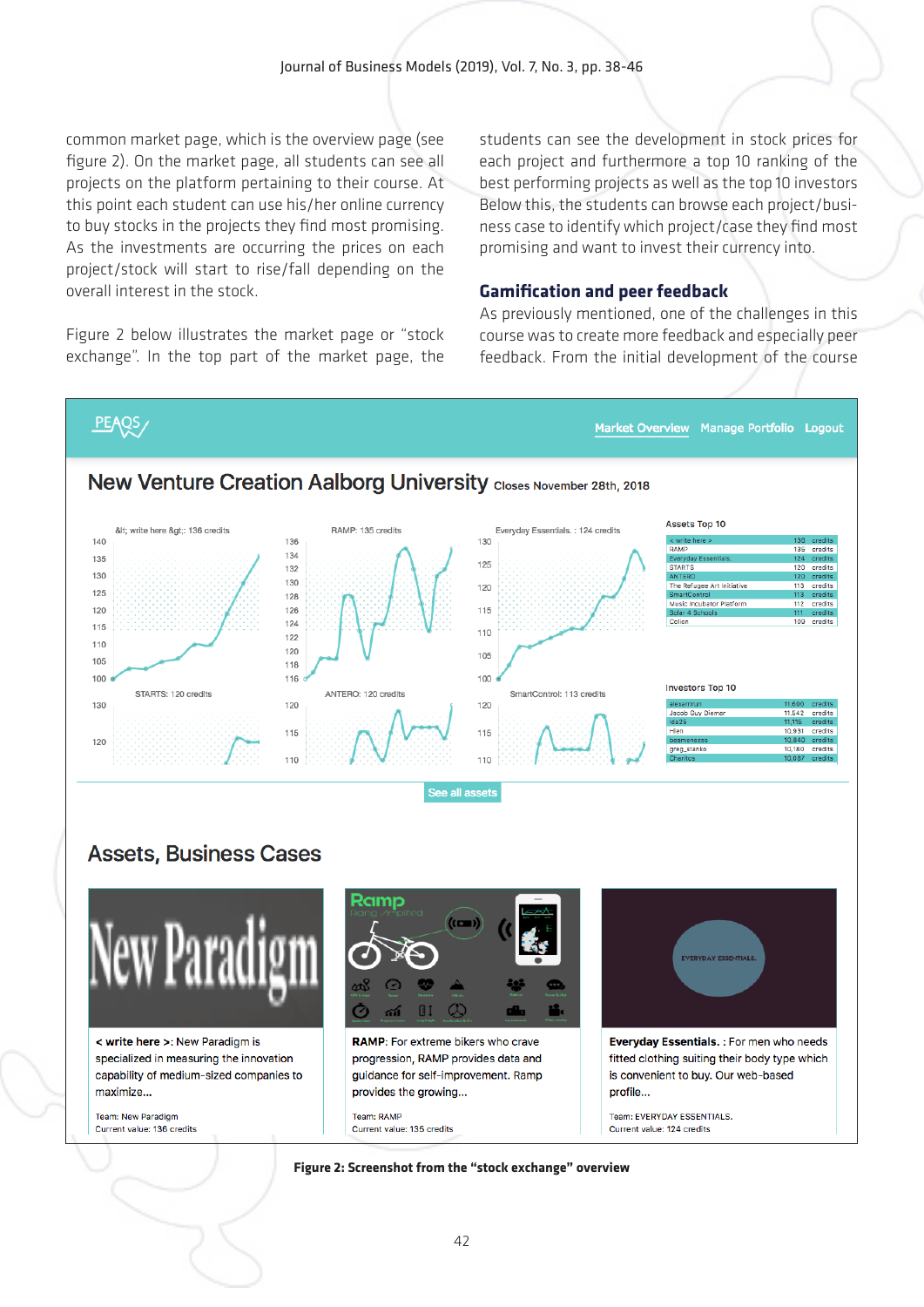common market page, which is the overview page (see figure 2). On the market page, all students can see all projects on the platform pertaining to their course. At this point each student can use his/her online currency to buy stocks in the projects they find most promising. As the investments are occurring the prices on each project/stock will start to rise/fall depending on the overall interest in the stock.

Figure 2 below illustrates the market page or "stock exchange". In the top part of the market page, the students can see the development in stock prices for each project and furthermore a top 10 ranking of the best performing projects as well as the top 10 investors Below this, the students can browse each project/business case to identify which project/case they find most promising and want to invest their currency into.

## Gamification and peer feedback

As previously mentioned, one of the challenges in this course was to create more feedback and especially peer feedback. From the initial development of the course

**Figure 2: Screenshot from the "stock exchange" overview**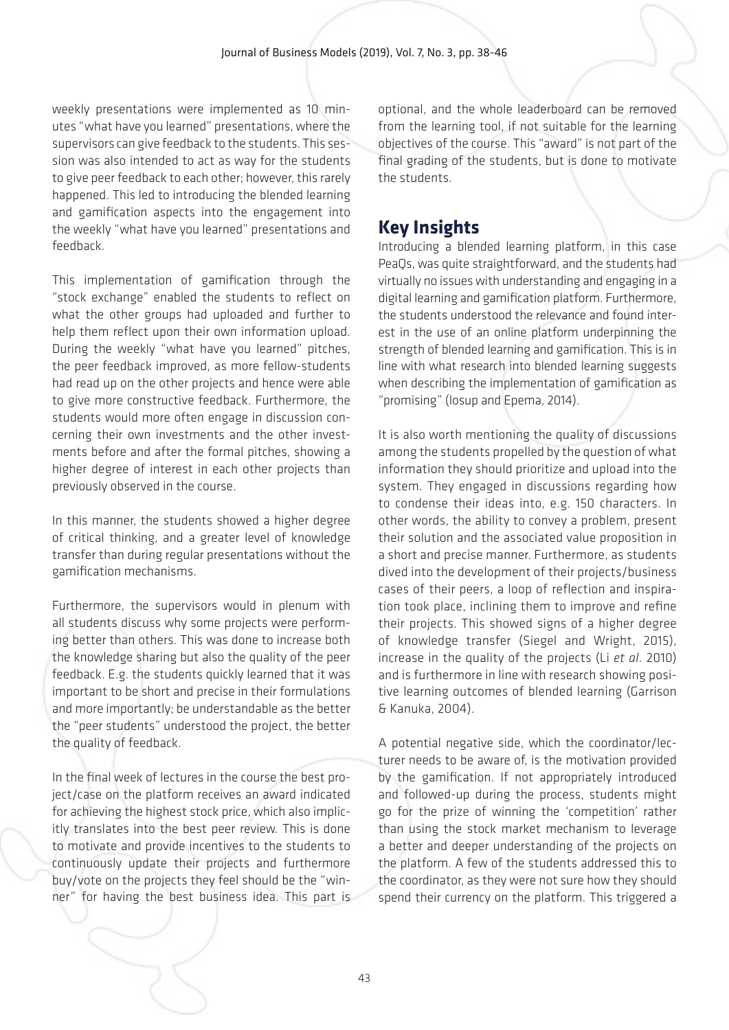weekly presentations were implemented as 10 minutes "what have you learned" presentations, where the supervisors can give feedback to the students. This session was also intended to act as way for the students to give peer feedback to each other; however, this rarely happened. This led to introducing the blended learning and gamification aspects into the engagement into the weekly "what have you learned" presentations and feedback.

This implementation of gamification through the "stock exchange" enabled the students to reflect on what the other groups had uploaded and further to help them reflect upon their own information upload. During the weekly "what have you learned" pitches, the peer feedback improved, as more fellow-students had read up on the other projects and hence were able to give more constructive feedback. Furthermore, the students would more often engage in discussion concerning their own investments and the other investments before and after the formal pitches, showing a higher degree of interest in each other projects than previously observed in the course.

In this manner, the students showed a higher degree of critical thinking, and a greater level of knowledge transfer than during regular presentations without the gamification mechanisms.

Furthermore, the supervisors would in plenum with all students discuss why some projects were performing better than others. This was done to increase both the knowledge sharing but also the quality of the peer feedback. E.g. the students quickly learned that it was important to be short and precise in their formulations and more importantly; be understandable as the better the "peer students" understood the project, the better the quality of feedback.

In the final week of lectures in the course the best project/case on the platform receives an award indicated for achieving the highest stock price, which also implicitly translates into the best peer review. This is done to motivate and provide incentives to the students to continuously update their projects and furthermore buy/vote on the projects they feel should be the "winner" for having the best business idea. This part is optional, and the whole leaderboard can be removed from the learning tool, if not suitable for the learning objectives of the course. This "award" is not part of the final grading of the students, but is done to motivate the students.

## Key Insights

Introducing a blended learning platform, in this case PeaQs, was quite straightforward, and the students had virtually no issues with understanding and engaging in a digital learning and gamification platform. Furthermore, the students understood the relevance and found interest in the use of an online platform underpinning the strength of blended learning and gamification. This is in line with what research into blended learning suggests when describing the implementation of gamification as "promising" (Iosup and Epema, 2014).

It is also worth mentioning the quality of discussions among the students propelled by the question of what information they should prioritize and upload into the system. They engaged in discussions regarding how to condense their ideas into, e.g. 150 characters. In other words, the ability to convey a problem, present their solution and the associated value proposition in a short and precise manner. Furthermore, as students dived into the development of their projects/business cases of their peers, a loop of reflection and inspiration took place, inclining them to improve and refine their projects. This showed signs of a higher degree of knowledge transfer (Siegel and Wright, 2015), increase in the quality of the projects (Li *et al*. 2010) and is furthermore in line with research showing positive learning outcomes of blended learning (Garrison & Kanuka, 2004).

A potential negative side, which the coordinator/lecturer needs to be aware of, is the motivation provided by the gamification. If not appropriately introduced and followed-up during the process, students might go for the prize of winning the 'competition' rather than using the stock market mechanism to leverage a better and deeper understanding of the projects on the platform. A few of the students addressed this to the coordinator, as they were not sure how they should spend their currency on the platform. This triggered a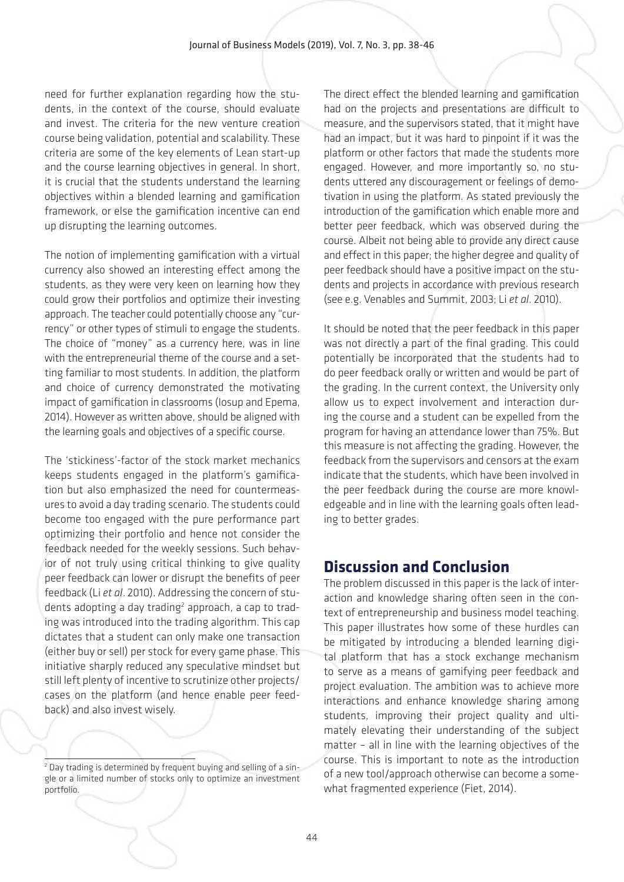need for further explanation regarding how the students, in the context of the course, should evaluate and invest. The criteria for the new venture creation course being validation, potential and scalability. These criteria are some of the key elements of Lean start-up and the course learning objectives in general. In short, it is crucial that the students understand the learning objectives within a blended learning and gamification framework, or else the gamification incentive can end up disrupting the learning outcomes.

The notion of implementing gamification with a virtual currency also showed an interesting effect among the students, as they were very keen on learning how they could grow their portfolios and optimize their investing approach. The teacher could potentially choose any "currency" or other types of stimuli to engage the students. The choice of "money" as a currency here, was in line with the entrepreneurial theme of the course and a setting familiar to most students. In addition, the platform and choice of currency demonstrated the motivating impact of gamification in classrooms (Iosup and Epema, 2014). However as written above, should be aligned with the learning goals and objectives of a specific course.

The 'stickiness'-factor of the stock market mechanics keeps students engaged in the platform's gamification but also emphasized the need for countermeasures to avoid a day trading scenario. The students could become too engaged with the pure performance part optimizing their portfolio and hence not consider the feedback needed for the weekly sessions. Such behavior of not truly using critical thinking to give quality peer feedback can lower or disrupt the benefits of peer feedback (Li *et al*. 2010). Addressing the concern of students adopting a day trading[2] approach, a cap to trading was introduced into the trading algorithm. This cap dictates that a student can only make one transaction (either buy or sell) per stock for every game phase. This initiative sharply reduced any speculative mindset but still left plenty of incentive to scrutinize other projects/cases on the platform (and hence enable peer feedback) and also invest wisely.

The direct effect the blended learning and gamification had on the projects and presentations are difficult to measure, and the supervisors stated, that it might have had an impact, but it was hard to pinpoint if it was the platform or other factors that made the students more engaged. However, and more importantly so, no students uttered any discouragement or feelings of demotivation in using the platform. As stated previously the introduction of the gamification which enable more and better peer feedback, which was observed during the course. Albeit not being able to provide any direct cause and effect in this paper; the higher degree and quality of peer feedback should have a positive impact on the students and projects in accordance with previous research (see e.g. Venables and Summit, 2003; Li *et al*. 2010).

It should be noted that the peer feedback in this paper was not directly a part of the final grading. This could potentially be incorporated that the students had to do peer feedback orally or written and would be part of the grading. In the current context, the University only allow us to expect involvement and interaction during the course and a student can be expelled from the program for having an attendance lower than 75%. But this measure is not affecting the grading. However, the feedback from the supervisors and censors at the exam indicate that the students, which have been involved in the peer feedback during the course are more knowledgeable and in line with the learning goals often leading to better grades.

## Discussion and Conclusion

The problem discussed in this paper is the lack of interaction and knowledge sharing often seen in the context of entrepreneurship and business model teaching. This paper illustrates how some of these hurdles can be mitigated by introducing a blended learning digital platform that has a stock exchange mechanism to serve as a means of gamifying peer feedback and project evaluation. The ambition was to achieve more interactions and enhance knowledge sharing among students, improving their project quality and ultimately elevating their understanding of the subject matter – all in line with the learning objectives of the course. This is important to note as the introduction of a new tool/approach otherwise can become a somewhat fragmented experience (Fiet, 2014).

[2] Day trading is determined by frequent buying and selling of a single or a limited number of stocks only to optimize an investment portfolio.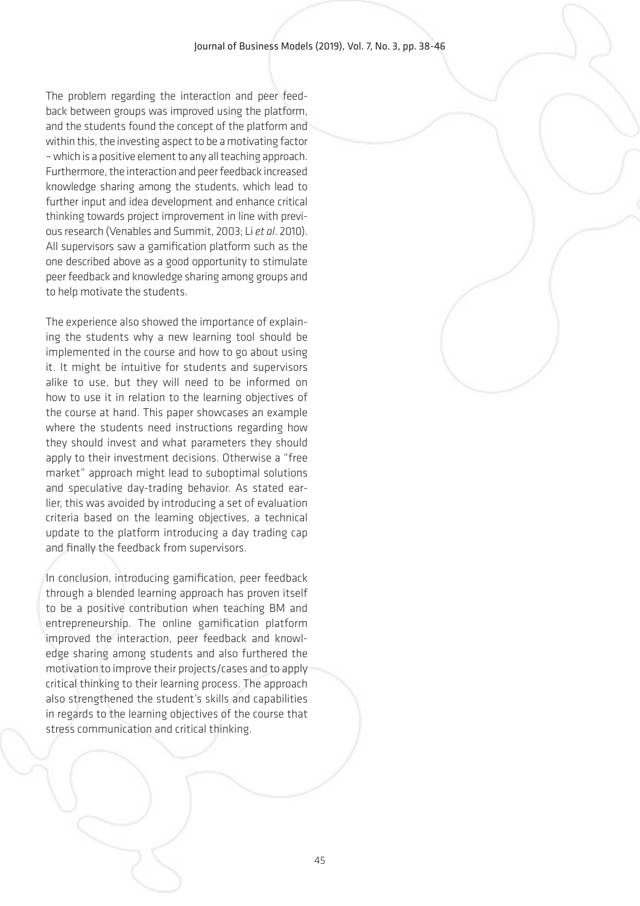The problem regarding the interaction and peer feedback between groups was improved using the platform, and the students found the concept of the platform and within this, the investing aspect to be a motivating factor – which is a positive element to any all teaching approach. Furthermore, the interaction and peer feedback increased knowledge sharing among the students, which lead to further input and idea development and enhance critical thinking towards project improvement in line with previous research (Venables and Summit, 2003; Li *et al*. 2010). All supervisors saw a gamification platform such as the one described above as a good opportunity to stimulate peer feedback and knowledge sharing among groups and to help motivate the students.

The experience also showed the importance of explaining the students why a new learning tool should be implemented in the course and how to go about using it. It might be intuitive for students and supervisors alike to use, but they will need to be informed on how to use it in relation to the learning objectives of the course at hand. This paper showcases an example where the students need instructions regarding how they should invest and what parameters they should apply to their investment decisions. Otherwise a "free market" approach might lead to suboptimal solutions and speculative day-trading behavior. As stated earlier, this was avoided by introducing a set of evaluation criteria based on the learning objectives, a technical update to the platform introducing a day trading cap and finally the feedback from supervisors.

In conclusion, introducing gamification, peer feedback through a blended learning approach has proven itself to be a positive contribution when teaching BM and entrepreneurship. The online gamification platform improved the interaction, peer feedback and knowledge sharing among students and also furthered the motivation to improve their projects/cases and to apply critical thinking to their learning process. The approach also strengthened the student's skills and capabilities in regards to the learning objectives of the course that stress communication and critical thinking.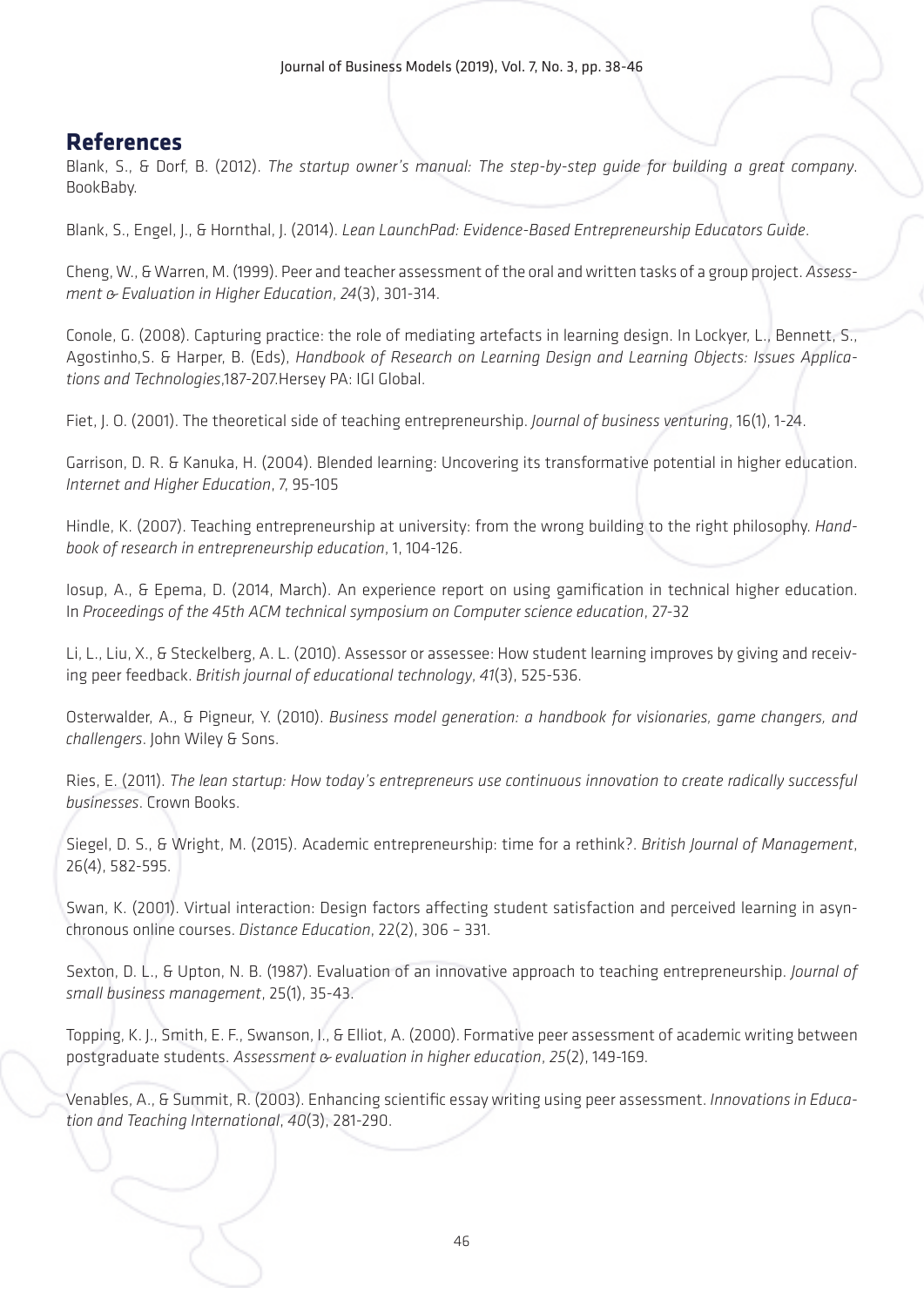## References

Blank, S., & Dorf, B. (2012). *The startup owner's manual: The step-by-step guide for building a great company*. BookBaby.

Blank, S., Engel, J., & Hornthal, J. (2014). *Lean LaunchPad: Evidence-Based Entrepreneurship Educators Guide*.

Cheng, W., & Warren, M. (1999). Peer and teacher assessment of the oral and written tasks of a group project. *Assessment & Evaluation in Higher Education*, *24*(3), 301-314.

Conole, G. (2008). Capturing practice: the role of mediating artefacts in learning design. In Lockyer, L., Bennett, S., Agostinho,S. & Harper, B. (Eds), *Handbook of Research on Learning Design and Learning Objects: Issues Applications and Technologies*,187-207.Hersey PA: IGI Global.

Fiet, J. O. (2001). The theoretical side of teaching entrepreneurship. *Journal of business venturing*, 16(1), 1-24.

Garrison, D. R. & Kanuka, H. (2004). Blended learning: Uncovering its transformative potential in higher education. *Internet and Higher Education*, 7, 95-105

Hindle, K. (2007). Teaching entrepreneurship at university: from the wrong building to the right philosophy. *Handbook of research in entrepreneurship education*, 1, 104-126.

Iosup, A., & Epema, D. (2014, March). An experience report on using gamification in technical higher education. In *Proceedings of the 45th ACM technical symposium on Computer science education*, 27-32

Li, L., Liu, X., & Steckelberg, A. L. (2010). Assessor or assessee: How student learning improves by giving and receiving peer feedback. *British journal of educational technology*, *41*(3), 525-536.

Osterwalder, A., & Pigneur, Y. (2010). *Business model generation: a handbook for visionaries, game changers, and challengers*. John Wiley & Sons.

Ries, E. (2011). *The lean startup: How today's entrepreneurs use continuous innovation to create radically successful businesses*. Crown Books.

Siegel, D. S., & Wright, M. (2015). Academic entrepreneurship: time for a rethink?. *British Journal of Management*, 26(4), 582-595.

Swan, K. (2001). Virtual interaction: Design factors affecting student satisfaction and perceived learning in asynchronous online courses. *Distance Education*, 22(2), 306 – 331.

Sexton, D. L., & Upton, N. B. (1987). Evaluation of an innovative approach to teaching entrepreneurship. *Journal of small business management*, 25(1), 35-43.

Topping, K. J., Smith, E. F., Swanson, I., & Elliot, A. (2000). Formative peer assessment of academic writing between postgraduate students. *Assessment & evaluation in higher education*, *25*(2), 149-169.

Venables, A., & Summit, R. (2003). Enhancing scientific essay writing using peer assessment. *Innovations in Education and Teaching International*, *40*(3), 281-290.